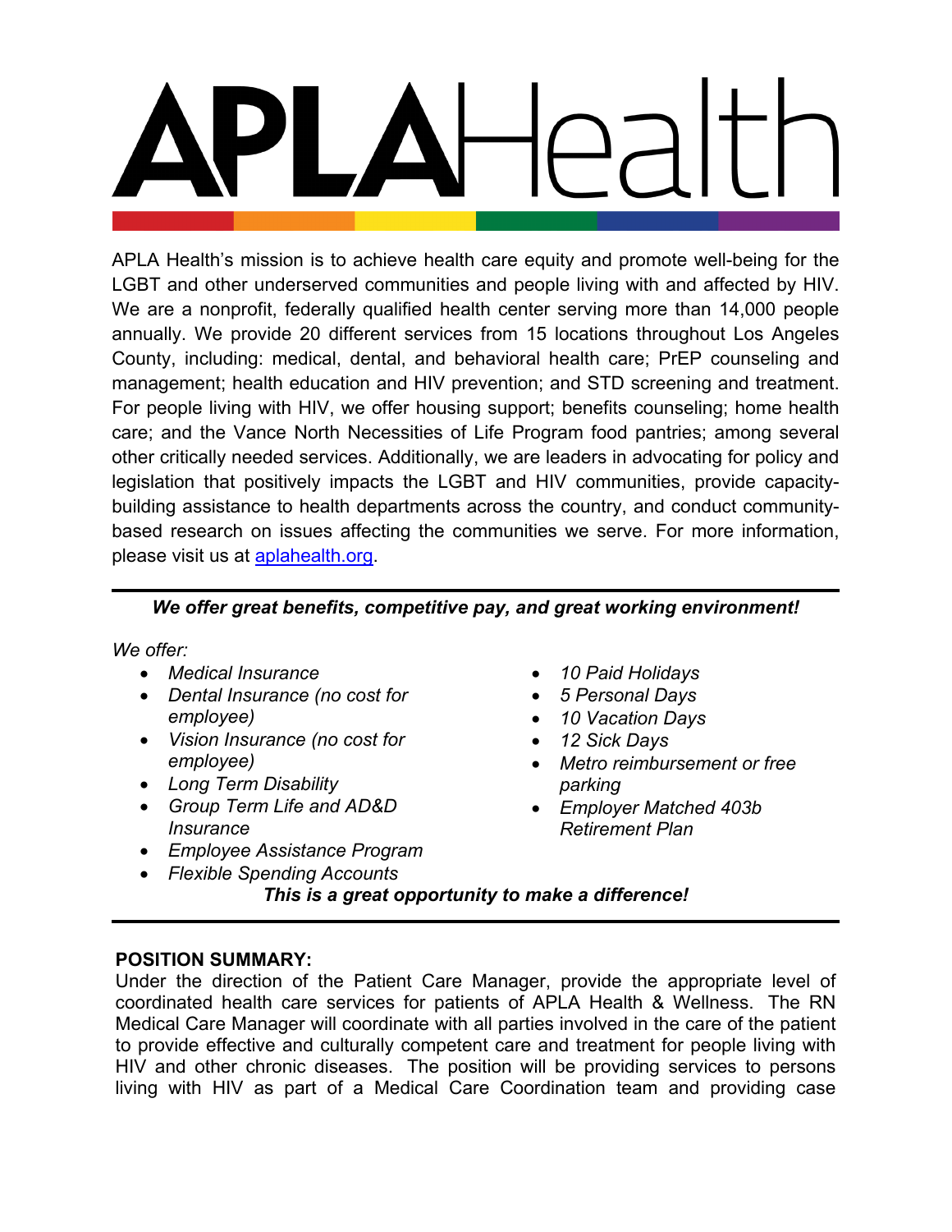# APLAHealth

APLA Health's mission is to achieve health care equity and promote well-being for the LGBT and other underserved communities and people living with and affected by HIV. We are a nonprofit, federally qualified health center serving more than 14,000 people annually. We provide 20 different services from 15 locations throughout Los Angeles County, including: medical, dental, and behavioral health care; PrEP counseling and management; health education and HIV prevention; and STD screening and treatment. For people living with HIV, we offer housing support; benefits counseling; home health care; and the Vance North Necessities of Life Program food pantries; among several other critically needed services. Additionally, we are leaders in advocating for policy and legislation that positively impacts the LGBT and HIV communities, provide capacity-building assistance to health departments across the country, and conduct community-based research on issues affecting the communities we serve. For more information, please visit us at [aplahealth.org](aplahealth.org).

---

***We offer great benefits, competitive pay, and great working environment!***

*We offer:*

- *Medical Insurance*
- *Dental Insurance (no cost for employee)*
- *Vision Insurance (no cost for employee)*
- *Long Term Disability*
- *Group Term Life and AD&D Insurance*
- *Employee Assistance Program*
- *Flexible Spending Accounts*
- *10 Paid Holidays*
- *5 Personal Days*
- *10 Vacation Days*
- *12 Sick Days*
- *Metro reimbursement or free parking*
- *Employer Matched 403b Retirement Plan*

***This is a great opportunity to make a difference!***

---

**POSITION SUMMARY:**

Under the direction of the Patient Care Manager, provide the appropriate level of coordinated health care services for patients of APLA Health & Wellness. The RN Medical Care Manager will coordinate with all parties involved in the care of the patient to provide effective and culturally competent care and treatment for people living with HIV and other chronic diseases. The position will be providing services to persons living with HIV as part of a Medical Care Coordination team and providing case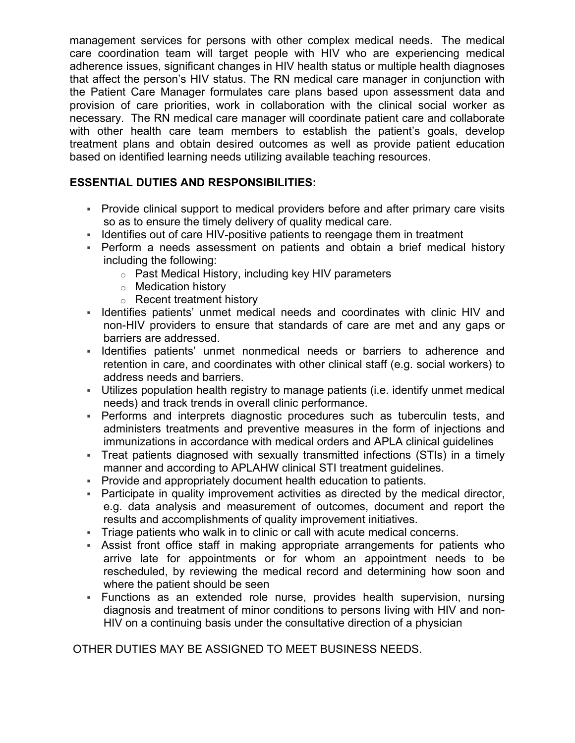management services for persons with other complex medical needs. The medical care coordination team will target people with HIV who are experiencing medical adherence issues, significant changes in HIV health status or multiple health diagnoses that affect the person's HIV status. The RN medical care manager in conjunction with the Patient Care Manager formulates care plans based upon assessment data and provision of care priorities, work in collaboration with the clinical social worker as necessary. The RN medical care manager will coordinate patient care and collaborate with other health care team members to establish the patient's goals, develop treatment plans and obtain desired outcomes as well as provide patient education based on identified learning needs utilizing available teaching resources.

## ESSENTIAL DUTIES AND RESPONSIBILITIES:

- Provide clinical support to medical providers before and after primary care visits so as to ensure the timely delivery of quality medical care.
- Identifies out of care HIV-positive patients to reengage them in treatment
- Perform a needs assessment on patients and obtain a brief medical history including the following:
  - Past Medical History, including key HIV parameters
  - Medication history
  - Recent treatment history
- Identifies patients' unmet medical needs and coordinates with clinic HIV and non-HIV providers to ensure that standards of care are met and any gaps or barriers are addressed.
- Identifies patients' unmet nonmedical needs or barriers to adherence and retention in care, and coordinates with other clinical staff (e.g. social workers) to address needs and barriers.
- Utilizes population health registry to manage patients (i.e. identify unmet medical needs) and track trends in overall clinic performance.
- Performs and interprets diagnostic procedures such as tuberculin tests, and administers treatments and preventive measures in the form of injections and immunizations in accordance with medical orders and APLA clinical guidelines
- Treat patients diagnosed with sexually transmitted infections (STIs) in a timely manner and according to APLAHW clinical STI treatment guidelines.
- Provide and appropriately document health education to patients.
- Participate in quality improvement activities as directed by the medical director, e.g. data analysis and measurement of outcomes, document and report the results and accomplishments of quality improvement initiatives.
- Triage patients who walk in to clinic or call with acute medical concerns.
- Assist front office staff in making appropriate arrangements for patients who arrive late for appointments or for whom an appointment needs to be rescheduled, by reviewing the medical record and determining how soon and where the patient should be seen
- Functions as an extended role nurse, provides health supervision, nursing diagnosis and treatment of minor conditions to persons living with HIV and non-HIV on a continuing basis under the consultative direction of a physician

OTHER DUTIES MAY BE ASSIGNED TO MEET BUSINESS NEEDS.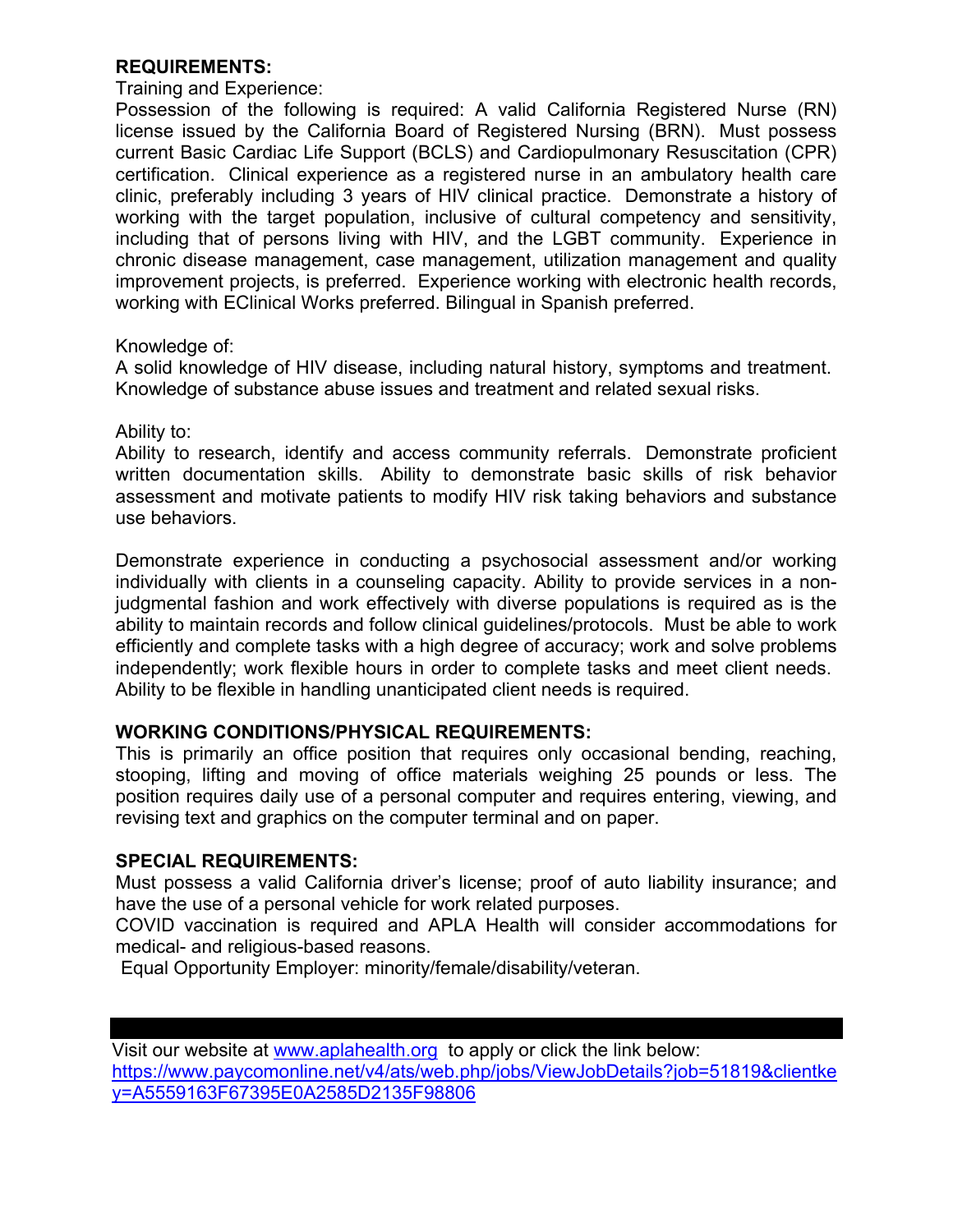**REQUIREMENTS:**

Training and Experience:

Possession of the following is required: A valid California Registered Nurse (RN) license issued by the California Board of Registered Nursing (BRN). Must possess current Basic Cardiac Life Support (BCLS) and Cardiopulmonary Resuscitation (CPR) certification. Clinical experience as a registered nurse in an ambulatory health care clinic, preferably including 3 years of HIV clinical practice. Demonstrate a history of working with the target population, inclusive of cultural competency and sensitivity, including that of persons living with HIV, and the LGBT community. Experience in chronic disease management, case management, utilization management and quality improvement projects, is preferred. Experience working with electronic health records, working with EClinical Works preferred. Bilingual in Spanish preferred.

Knowledge of:

A solid knowledge of HIV disease, including natural history, symptoms and treatment. Knowledge of substance abuse issues and treatment and related sexual risks.

Ability to:

Ability to research, identify and access community referrals. Demonstrate proficient written documentation skills. Ability to demonstrate basic skills of risk behavior assessment and motivate patients to modify HIV risk taking behaviors and substance use behaviors.

Demonstrate experience in conducting a psychosocial assessment and/or working individually with clients in a counseling capacity. Ability to provide services in a non-judgmental fashion and work effectively with diverse populations is required as is the ability to maintain records and follow clinical guidelines/protocols. Must be able to work efficiently and complete tasks with a high degree of accuracy; work and solve problems independently; work flexible hours in order to complete tasks and meet client needs. Ability to be flexible in handling unanticipated client needs is required.

**WORKING CONDITIONS/PHYSICAL REQUIREMENTS:**

This is primarily an office position that requires only occasional bending, reaching, stooping, lifting and moving of office materials weighing 25 pounds or less. The position requires daily use of a personal computer and requires entering, viewing, and revising text and graphics on the computer terminal and on paper.

**SPECIAL REQUIREMENTS:**

Must possess a valid California driver's license; proof of auto liability insurance; and have the use of a personal vehicle for work related purposes.

COVID vaccination is required and APLA Health will consider accommodations for medical- and religious-based reasons.

Equal Opportunity Employer: minority/female/disability/veteran.

---

Visit our website at [www.aplahealth.org](http://www.aplahealth.org) to apply or click the link below:
[https://www.paycomonline.net/v4/ats/web.php/jobs/ViewJobDetails?job=51819&clientkey=A5559163F67395E0A2585D2135F98806](https://www.paycomonline.net/v4/ats/web.php/jobs/ViewJobDetails?job=51819&clientkey=A5559163F67395E0A2585D2135F98806)